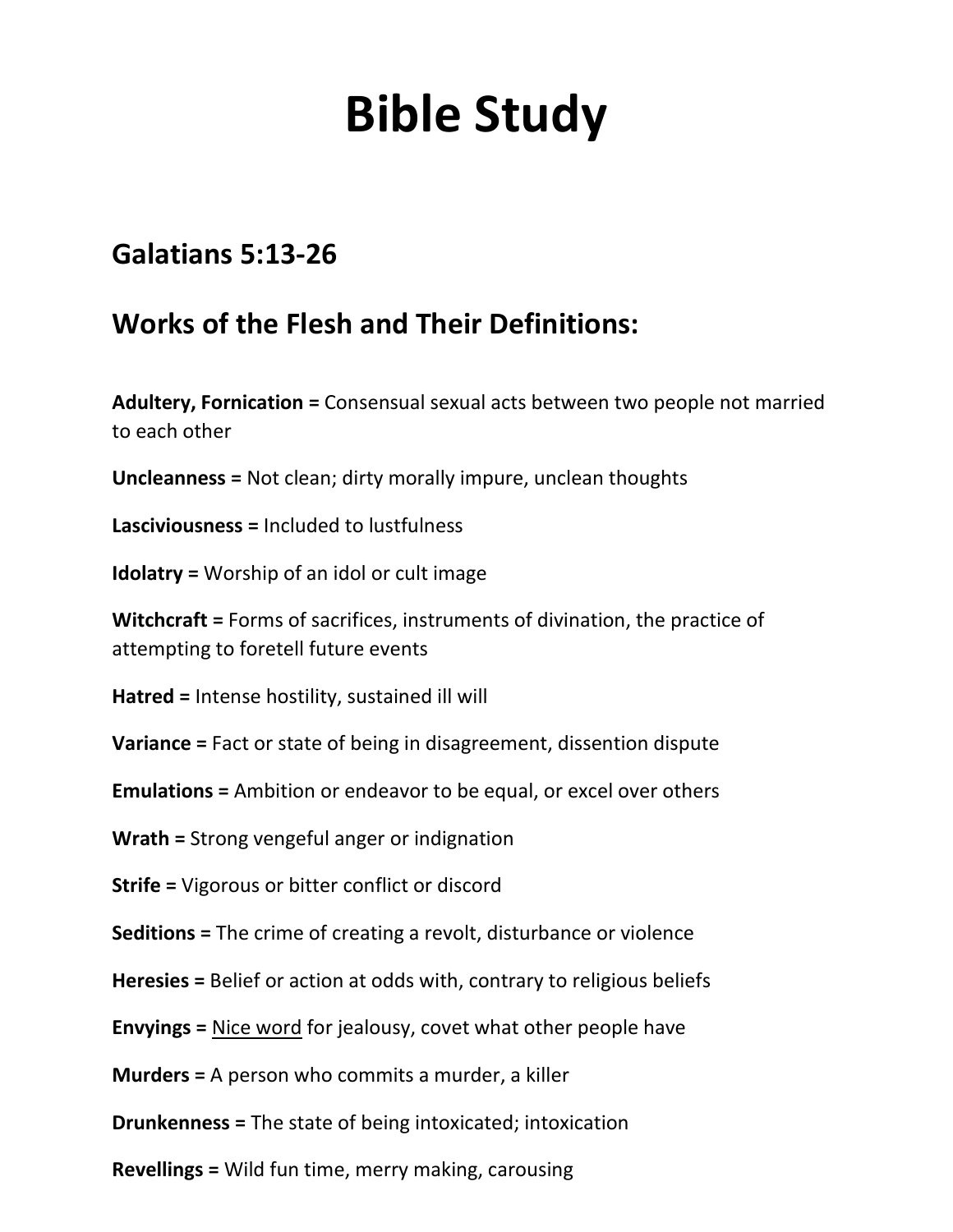# Bible Study

## Galatians 5:13-26

## Works of the Flesh and Their Definitions:

**Adultery, Fornication =** Consensual sexual acts between two people not married to each other

**Uncleanness =** Not clean; dirty morally impure, unclean thoughts

**Lasciviousness =** Included to lustfulness

**Idolatry =** Worship of an idol or cult image

**Witchcraft =** Forms of sacrifices, instruments of divination, the practice of attempting to foretell future events

**Hatred =** Intense hostility, sustained ill will

**Variance =** Fact or state of being in disagreement, dissention dispute

**Emulations =** Ambition or endeavor to be equal, or excel over others

**Wrath =** Strong vengeful anger or indignation

**Strife =** Vigorous or bitter conflict or discord

**Seditions =** The crime of creating a revolt, disturbance or violence

**Heresies =** Belief or action at odds with, contrary to religious beliefs

**Envyings =** <u>Nice word</u> for jealousy, covet what other people have

**Murders =** A person who commits a murder, a killer

**Drunkenness =** The state of being intoxicated; intoxication

**Revellings =** Wild fun time, merry making, carousing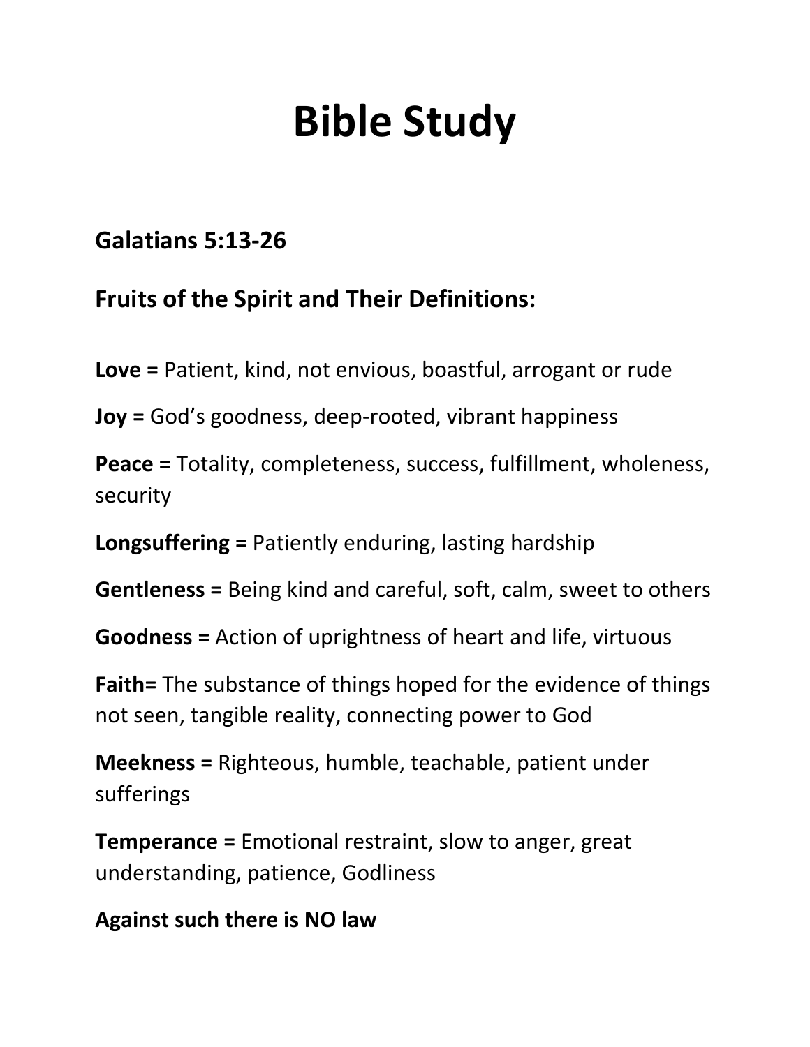# Bible Study

## Galatians 5:13-26

## Fruits of the Spirit and Their Definitions:

**Love =** Patient, kind, not envious, boastful, arrogant or rude

**Joy =** God's goodness, deep-rooted, vibrant happiness

**Peace =** Totality, completeness, success, fulfillment, wholeness, security

**Longsuffering =** Patiently enduring, lasting hardship

**Gentleness =** Being kind and careful, soft, calm, sweet to others

**Goodness =** Action of uprightness of heart and life, virtuous

**Faith=** The substance of things hoped for the evidence of things not seen, tangible reality, connecting power to God

**Meekness =** Righteous, humble, teachable, patient under sufferings

**Temperance =** Emotional restraint, slow to anger, great understanding, patience, Godliness

**Against such there is NO law**